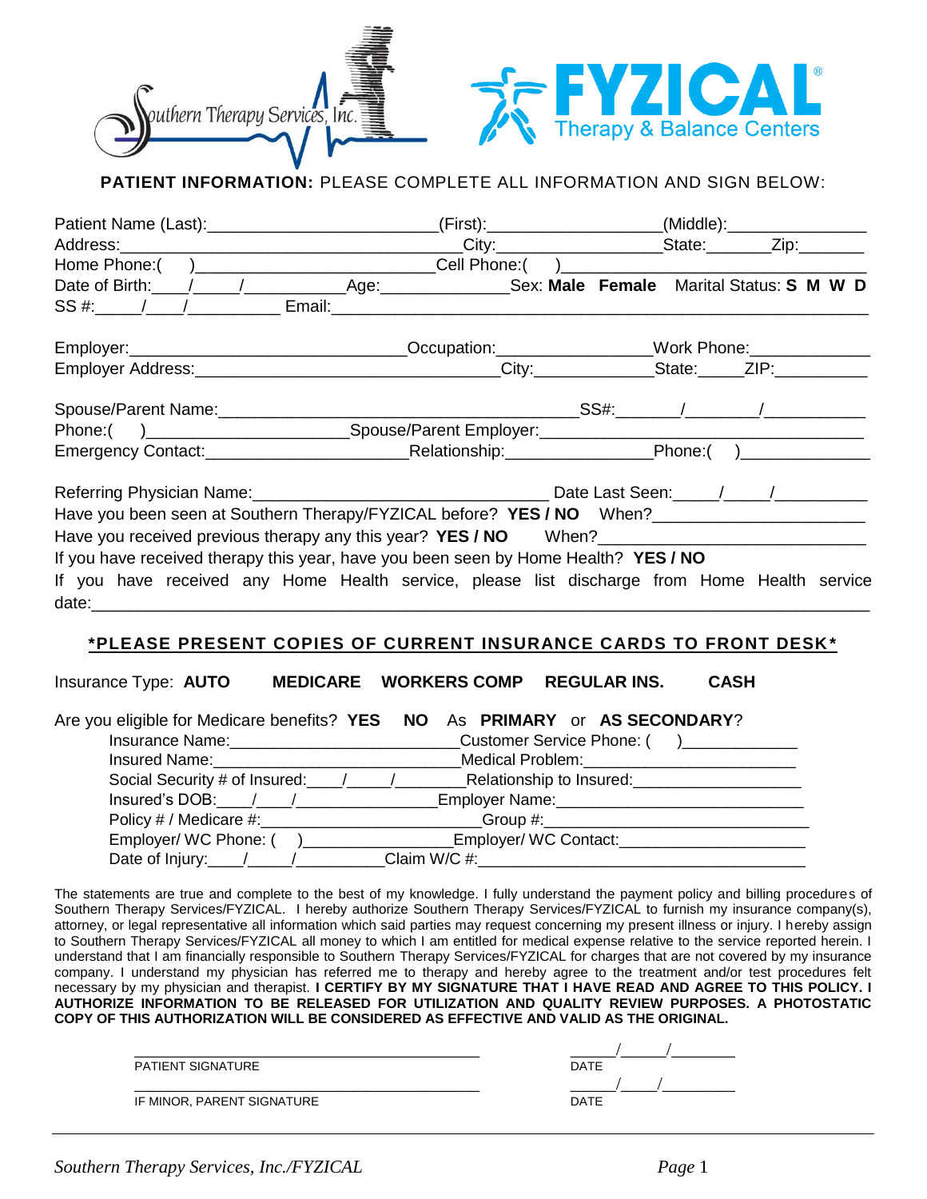Southern Therapy Services, Inc.

**FYZICAL** Therapy & Balance Centers

**PATIENT INFORMATION:** PLEASE COMPLETE ALL INFORMATION AND SIGN BELOW:

Patient Name (Last):________________________(First):_________________(Middle):______________
Address:____________________________________City:_________________State:______Zip:_______
Home Phone:(   )_________________________Cell Phone:(   )_______________________________
Date of Birth:____/_____/__________Age:_____________Sex: **Male Female** Marital Status: **S M W D**
SS #:_____/____/__________ Email:_____________________________________________________

Employer:____________________________Occupation:_______________Work Phone:____________
Employer Address:______________________________City:____________State:_____ZIP:__________

Spouse/Parent Name:______________________________________SS#:______/_______/___________
Phone:(   )_____________________Spouse/Parent Employer:_________________________________
Emergency Contact:_____________________Relationship:_______________Phone:(   )_____________

Referring Physician Name:_________________________________ Date Last Seen:_____/_____/__________
Have you been seen at Southern Therapy/FYZICAL before? **YES / NO** When?______________________
Have you received previous therapy any this year? **YES / NO** When?___________________________
If you have received therapy this year, have you been seen by Home Health? **YES / NO**
If you have received any Home Health service, please list discharge from Home Health service date:_____________________________________________________________________________

***PLEASE PRESENT COPIES OF CURRENT INSURANCE CARDS TO FRONT DESK***

Insurance Type: **AUTO MEDICARE WORKERS COMP REGULAR INS. CASH**

Are you eligible for Medicare benefits? **YES NO** As **PRIMARY** or **AS SECONDARY**?
Insurance Name:________________________Customer Service Phone: (   )____________
Insured Name:__________________________Medical Problem:______________________
Social Security # of Insured:____/_____/________Relationship to Insured:__________________
Insured's DOB:____/____/________________Employer Name:___________________________
Policy # / Medicare #:________________________Group #:____________________________
Employer/ WC Phone: (   )________________Employer/ WC Contact:____________________
Date of Injury:____/_____/__________Claim W/C #:____________________________________

The statements are true and complete to the best of my knowledge. I fully understand the payment policy and billing procedures of Southern Therapy Services/FYZICAL. I hereby authorize Southern Therapy Services/FYZICAL to furnish my insurance company(s), attorney, or legal representative all information which said parties may request concerning my present illness or injury. I hereby assign to Southern Therapy Services/FYZICAL all money to which I am entitled for medical expense relative to the service reported herein. I understand that I am financially responsible to Southern Therapy Services/FYZICAL for charges that are not covered by my insurance company. I understand my physician has referred me to therapy and hereby agree to the treatment and/or test procedures felt necessary by my physician and therapist. **I CERTIFY BY MY SIGNATURE THAT I HAVE READ AND AGREE TO THIS POLICY. I AUTHORIZE INFORMATION TO BE RELEASED FOR UTILIZATION AND QUALITY REVIEW PURPOSES. A PHOTOSTATIC COPY OF THIS AUTHORIZATION WILL BE CONSIDERED AS EFFECTIVE AND VALID AS THE ORIGINAL.**

________________________________________ _____/_____/_______
PATIENT SIGNATURE DATE

________________________________________ _____/____/_________
IF MINOR, PARENT SIGNATURE DATE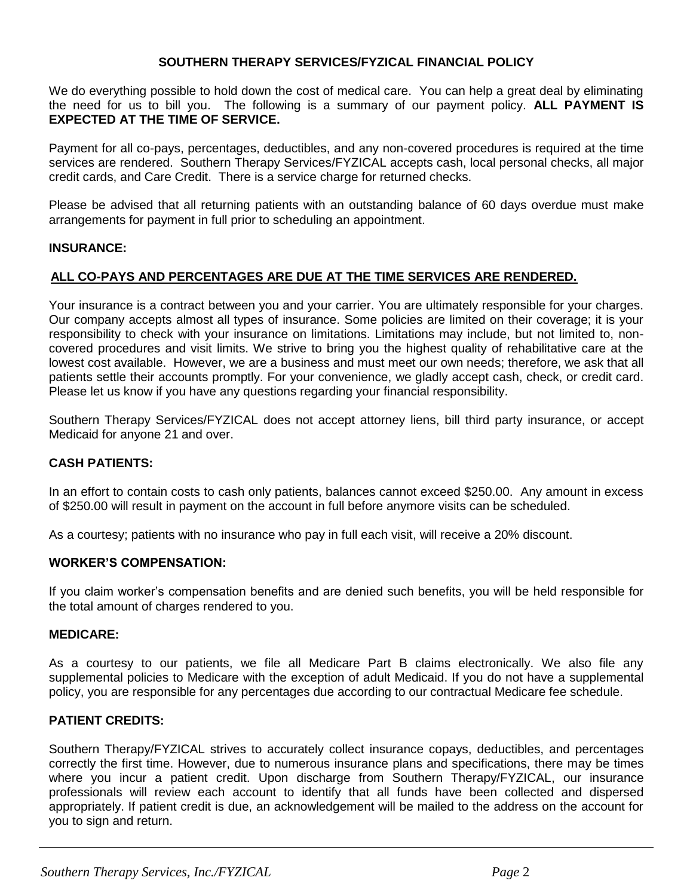# SOUTHERN THERAPY SERVICES/FYZICAL FINANCIAL POLICY

We do everything possible to hold down the cost of medical care. You can help a great deal by eliminating the need for us to bill you. The following is a summary of our payment policy. **ALL PAYMENT IS EXPECTED AT THE TIME OF SERVICE.**

Payment for all co-pays, percentages, deductibles, and any non-covered procedures is required at the time services are rendered. Southern Therapy Services/FYZICAL accepts cash, local personal checks, all major credit cards, and Care Credit. There is a service charge for returned checks.

Please be advised that all returning patients with an outstanding balance of 60 days overdue must make arrangements for payment in full prior to scheduling an appointment.

## INSURANCE:

**ALL CO-PAYS AND PERCENTAGES ARE DUE AT THE TIME SERVICES ARE RENDERED.**

Your insurance is a contract between you and your carrier. You are ultimately responsible for your charges. Our company accepts almost all types of insurance. Some policies are limited on their coverage; it is your responsibility to check with your insurance on limitations. Limitations may include, but not limited to, non-covered procedures and visit limits. We strive to bring you the highest quality of rehabilitative care at the lowest cost available. However, we are a business and must meet our own needs; therefore, we ask that all patients settle their accounts promptly. For your convenience, we gladly accept cash, check, or credit card. Please let us know if you have any questions regarding your financial responsibility.

Southern Therapy Services/FYZICAL does not accept attorney liens, bill third party insurance, or accept Medicaid for anyone 21 and over.

## CASH PATIENTS:

In an effort to contain costs to cash only patients, balances cannot exceed $250.00. Any amount in excess of $250.00 will result in payment on the account in full before anymore visits can be scheduled.

As a courtesy; patients with no insurance who pay in full each visit, will receive a 20% discount.

## WORKER'S COMPENSATION:

If you claim worker's compensation benefits and are denied such benefits, you will be held responsible for the total amount of charges rendered to you.

## MEDICARE:

As a courtesy to our patients, we file all Medicare Part B claims electronically. We also file any supplemental policies to Medicare with the exception of adult Medicaid. If you do not have a supplemental policy, you are responsible for any percentages due according to our contractual Medicare fee schedule.

## PATIENT CREDITS:

Southern Therapy/FYZICAL strives to accurately collect insurance copays, deductibles, and percentages correctly the first time. However, due to numerous insurance plans and specifications, there may be times where you incur a patient credit. Upon discharge from Southern Therapy/FYZICAL, our insurance professionals will review each account to identify that all funds have been collected and dispersed appropriately. If patient credit is due, an acknowledgement will be mailed to the address on the account for you to sign and return.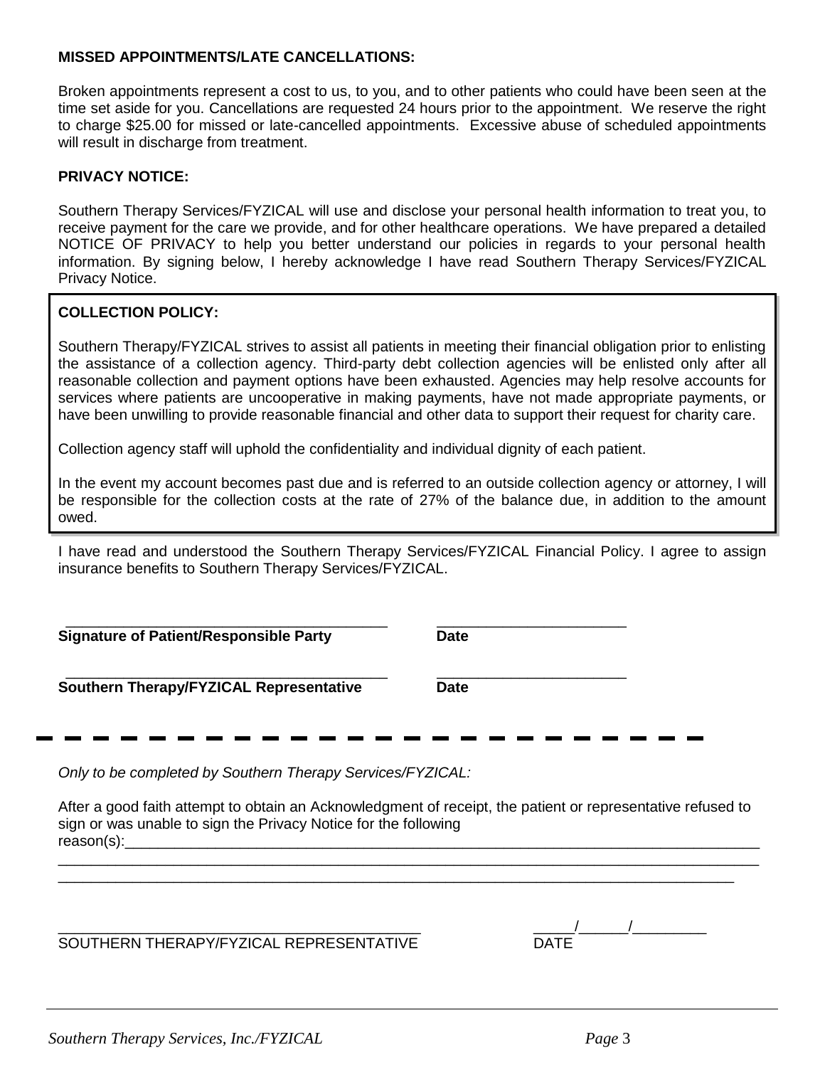**MISSED APPOINTMENTS/LATE CANCELLATIONS:**

Broken appointments represent a cost to us, to you, and to other patients who could have been seen at the time set aside for you. Cancellations are requested 24 hours prior to the appointment. We reserve the right to charge $25.00 for missed or late-cancelled appointments. Excessive abuse of scheduled appointments will result in discharge from treatment.

**PRIVACY NOTICE:**

Southern Therapy Services/FYZICAL will use and disclose your personal health information to treat you, to receive payment for the care we provide, and for other healthcare operations. We have prepared a detailed NOTICE OF PRIVACY to help you better understand our policies in regards to your personal health information. By signing below, I hereby acknowledge I have read Southern Therapy Services/FYZICAL Privacy Notice.

**COLLECTION POLICY:**

Southern Therapy/FYZICAL strives to assist all patients in meeting their financial obligation prior to enlisting the assistance of a collection agency. Third-party debt collection agencies will be enlisted only after all reasonable collection and payment options have been exhausted. Agencies may help resolve accounts for services where patients are uncooperative in making payments, have not made appropriate payments, or have been unwilling to provide reasonable financial and other data to support their request for charity care.

Collection agency staff will uphold the confidentiality and individual dignity of each patient.

In the event my account becomes past due and is referred to an outside collection agency or attorney, I will be responsible for the collection costs at the rate of 27% of the balance due, in addition to the amount owed.

I have read and understood the Southern Therapy Services/FYZICAL Financial Policy. I agree to assign insurance benefits to Southern Therapy Services/FYZICAL.

\_\_\_\_\_\_\_\_\_\_\_\_\_\_\_\_\_\_\_\_\_\_\_\_\_\_\_\_\_\_\_\_\_\_\_\_\_\_\_\_ \_\_\_\_\_\_\_\_\_\_\_\_\_\_\_\_\_\_\_\_\_\_\_\_

**Signature of Patient/Responsible Party** **Date**

\_\_\_\_\_\_\_\_\_\_\_\_\_\_\_\_\_\_\_\_\_\_\_\_\_\_\_\_\_\_\_\_\_\_\_\_\_\_\_\_ \_\_\_\_\_\_\_\_\_\_\_\_\_\_\_\_\_\_\_\_\_\_\_\_

**Southern Therapy/FYZICAL Representative** **Date**

---

*Only to be completed by Southern Therapy Services/FYZICAL:*

After a good faith attempt to obtain an Acknowledgment of receipt, the patient or representative refused to sign or was unable to sign the Privacy Notice for the following reason(s):\_\_\_\_\_\_\_\_\_\_\_\_\_\_\_\_\_\_\_\_\_\_\_\_\_\_\_\_\_\_\_\_\_\_\_\_\_\_\_\_\_\_\_\_\_\_\_\_\_\_\_\_\_\_\_\_\_\_\_\_\_\_\_\_\_\_\_\_\_\_\_\_\_\_\_\_\_\_
\_\_\_\_\_\_\_\_\_\_\_\_\_\_\_\_\_\_\_\_\_\_\_\_\_\_\_\_\_\_\_\_\_\_\_\_\_\_\_\_\_\_\_\_\_\_\_\_\_\_\_\_\_\_\_\_\_\_\_\_\_\_\_\_\_\_\_\_\_\_\_\_\_\_\_\_\_\_\_\_\_\_\_\_\_\_
\_\_\_\_\_\_\_\_\_\_\_\_\_\_\_\_\_\_\_\_\_\_\_\_\_\_\_\_\_\_\_\_\_\_\_\_\_\_\_\_\_\_\_\_\_\_\_\_\_\_\_\_\_\_\_\_\_\_\_\_\_\_\_\_\_\_\_\_\_\_\_\_\_\_\_\_\_\_\_\_\_\_\_\_\_\_

\_\_\_\_\_\_\_\_\_\_\_\_\_\_\_\_\_\_\_\_\_\_\_\_\_\_\_\_\_\_\_\_\_\_\_\_\_\_\_\_\_\_\_\_ \_\_\_\_\_/\_\_\_\_\_\_/\_\_\_\_\_\_\_\_\_

SOUTHERN THERAPY/FYZICAL REPRESENTATIVE DATE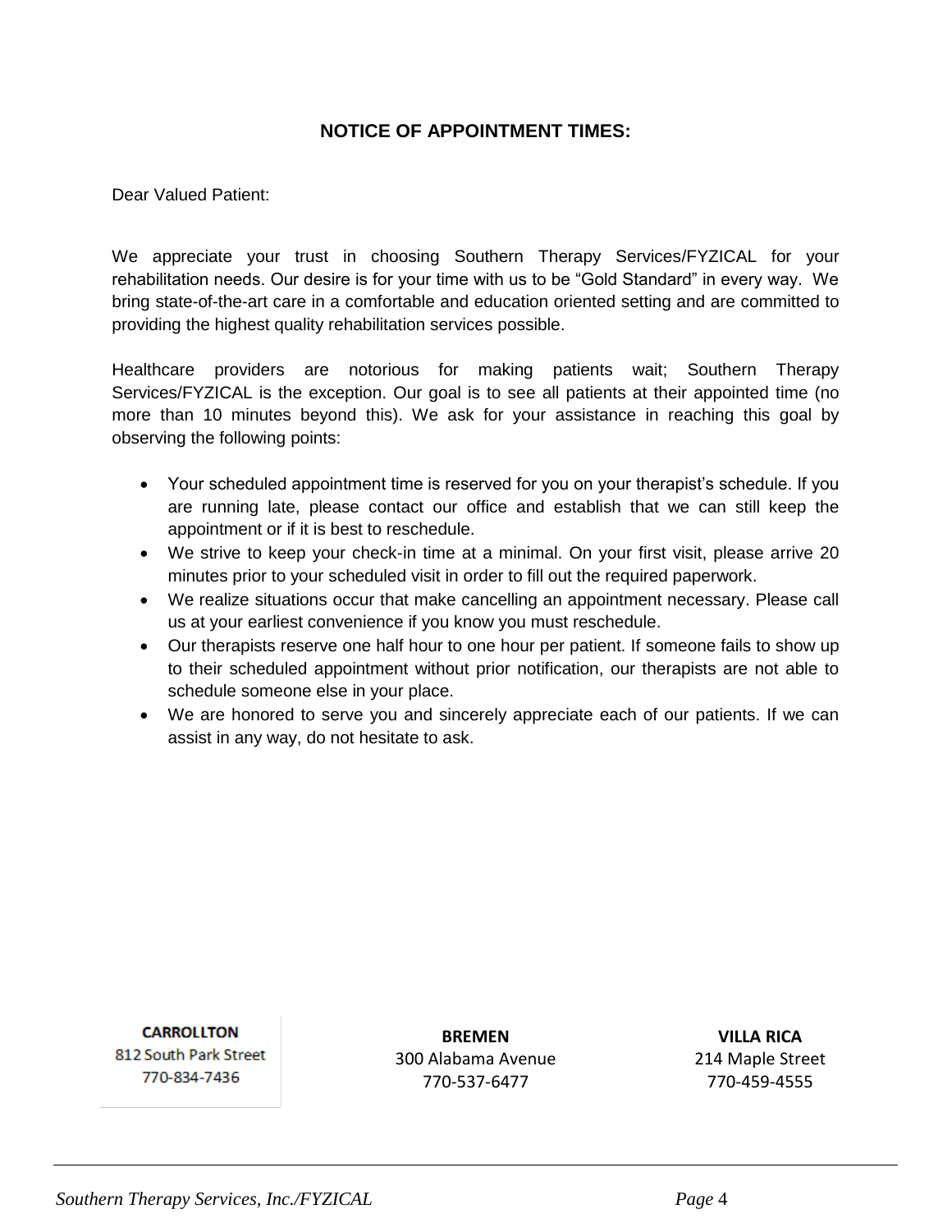## NOTICE OF APPOINTMENT TIMES:

Dear Valued Patient:

We appreciate your trust in choosing Southern Therapy Services/FYZICAL for your rehabilitation needs. Our desire is for your time with us to be “Gold Standard” in every way. We bring state-of-the-art care in a comfortable and education oriented setting and are committed to providing the highest quality rehabilitation services possible.

Healthcare providers are notorious for making patients wait; Southern Therapy Services/FYZICAL is the exception. Our goal is to see all patients at their appointed time (no more than 10 minutes beyond this). We ask for your assistance in reaching this goal by observing the following points:

- Your scheduled appointment time is reserved for you on your therapist’s schedule. If you are running late, please contact our office and establish that we can still keep the appointment or if it is best to reschedule.
- We strive to keep your check-in time at a minimal. On your first visit, please arrive 20 minutes prior to your scheduled visit in order to fill out the required paperwork.
- We realize situations occur that make cancelling an appointment necessary. Please call us at your earliest convenience if you know you must reschedule.
- Our therapists reserve one half hour to one hour per patient. If someone fails to show up to their scheduled appointment without prior notification, our therapists are not able to schedule someone else in your place.
- We are honored to serve you and sincerely appreciate each of our patients. If we can assist in any way, do not hesitate to ask.

**CARROLLTON**
812 South Park Street
770-834-7436

**BREMEN**
300 Alabama Avenue
770-537-6477

**VILLA RICA**
214 Maple Street
770-459-4555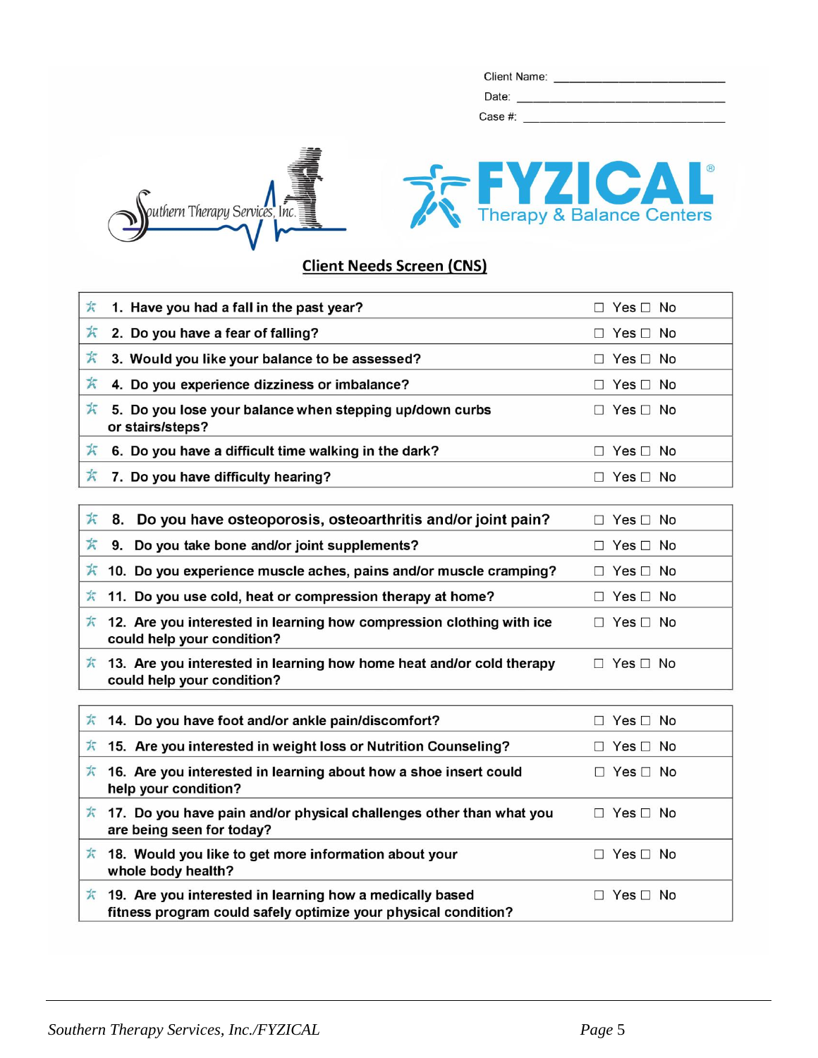Client Name: ___________________________

Date: ___________________________

Case #: ___________________________

Southern Therapy Services, Inc.

FYZICAL®
Therapy & Balance Centers

## Client Needs Screen (CNS)

| | |
|---|---|
| 1. Have you had a fall in the past year? | ☐ Yes ☐ No |
| 2. Do you have a fear of falling? | ☐ Yes ☐ No |
| 3. Would you like your balance to be assessed? | ☐ Yes ☐ No |
| 4. Do you experience dizziness or imbalance? | ☐ Yes ☐ No |
| 5. Do you lose your balance when stepping up/down curbs or stairs/steps? | ☐ Yes ☐ No |
| 6. Do you have a difficult time walking in the dark? | ☐ Yes ☐ No |
| 7. Do you have difficulty hearing? | ☐ Yes ☐ No |

| | |
|---|---|
| 8. Do you have osteoporosis, osteoarthritis and/or joint pain? | ☐ Yes ☐ No |
| 9. Do you take bone and/or joint supplements? | ☐ Yes ☐ No |
| 10. Do you experience muscle aches, pains and/or muscle cramping? | ☐ Yes ☐ No |
| 11. Do you use cold, heat or compression therapy at home? | ☐ Yes ☐ No |
| 12. Are you interested in learning how compression clothing with ice could help your condition? | ☐ Yes ☐ No |
| 13. Are you interested in learning how home heat and/or cold therapy could help your condition? | ☐ Yes ☐ No |

| | |
|---|---|
| 14. Do you have foot and/or ankle pain/discomfort? | ☐ Yes ☐ No |
| 15. Are you interested in weight loss or Nutrition Counseling? | ☐ Yes ☐ No |
| 16. Are you interested in learning about how a shoe insert could help your condition? | ☐ Yes ☐ No |
| 17. Do you have pain and/or physical challenges other than what you are being seen for today? | ☐ Yes ☐ No |
| 18. Would you like to get more information about your whole body health? | ☐ Yes ☐ No |
| 19. Are you interested in learning how a medically based fitness program could safely optimize your physical condition? | ☐ Yes ☐ No |